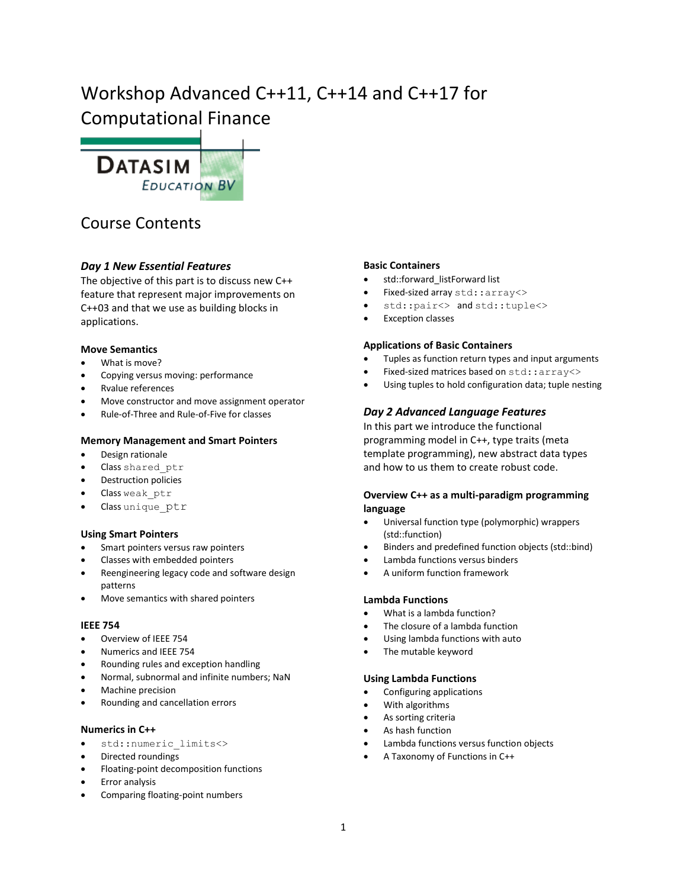# Workshop Advanced C++11, C++14 and C++17 for Computational Finance

DATASIM EDUCATION BV

## Course Contents

### *Day 1 New Essential Features*

The objective of this part is to discuss new C++ feature that represent major improvements on C++03 and that we use as building blocks in applications.

#### Move Semantics

- What is move?
- Copying versus moving: performance
- Rvalue references
- Move constructor and move assignment operator
- Rule-of-Three and Rule-of-Five for classes

#### Memory Management and Smart Pointers

- Design rationale
- Class `shared_ptr`
- Destruction policies
- Class `weak_ptr`
- Class `unique_ptr`

#### Using Smart Pointers

- Smart pointers versus raw pointers
- Classes with embedded pointers
- Reengineering legacy code and software design patterns
- Move semantics with shared pointers

#### IEEE 754

- Overview of IEEE 754
- Numerics and IEEE 754
- Rounding rules and exception handling
- Normal, subnormal and infinite numbers; NaN
- Machine precision
- Rounding and cancellation errors

#### Numerics in C++

- `std::numeric_limits<>`
- Directed roundings
- Floating-point decomposition functions
- Error analysis
- Comparing floating-point numbers

#### Basic Containers

- std::forward_listForward list
- Fixed-sized array `std::array<>`
- `std::pair<>` and `std::tuple<>`
- Exception classes

#### Applications of Basic Containers

- Tuples as function return types and input arguments
- Fixed-sized matrices based on `std::array<>`
- Using tuples to hold configuration data; tuple nesting

### *Day 2 Advanced Language Features*

In this part we introduce the functional programming model in C++, type traits (meta template programming), new abstract data types and how to us them to create robust code.

#### Overview C++ as a multi-paradigm programming language

- Universal function type (polymorphic) wrappers (std::function)
- Binders and predefined function objects (std::bind)
- Lambda functions versus binders
- A uniform function framework

#### Lambda Functions

- What is a lambda function?
- The closure of a lambda function
- Using lambda functions with auto
- The mutable keyword

#### Using Lambda Functions

- Configuring applications
- With algorithms
- As sorting criteria
- As hash function
- Lambda functions versus function objects
- A Taxonomy of Functions in C++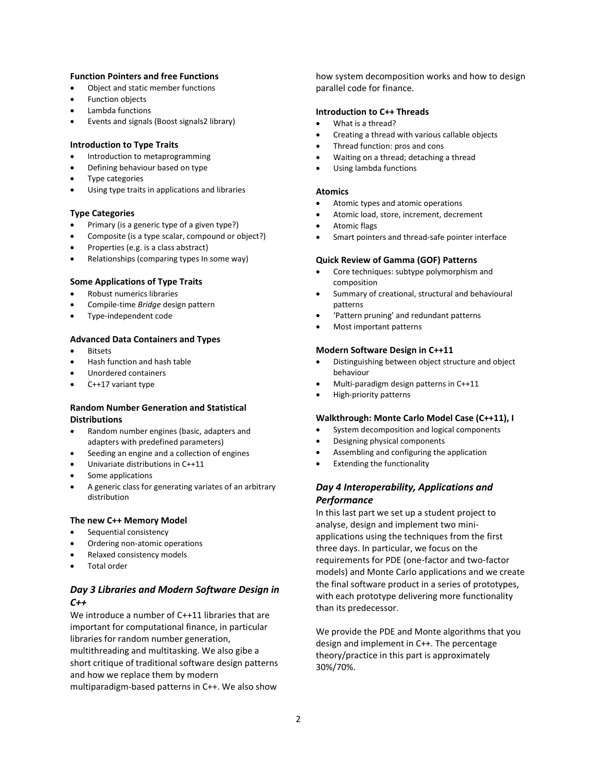#### Function Pointers and free Functions

- Object and static member functions
- Function objects
- Lambda functions
- Events and signals (Boost signals2 library)

#### Introduction to Type Traits

- Introduction to metaprogramming
- Defining behaviour based on type
- Type categories
- Using type traits in applications and libraries

#### Type Categories

- Primary (is a generic type of a given type?)
- Composite (is a type scalar, compound or object?)
- Properties (e.g. is a class abstract)
- Relationships (comparing types In some way)

#### Some Applications of Type Traits

- Robust numerics libraries
- Compile-time *Bridge* design pattern
- Type-independent code

#### Advanced Data Containers and Types

- Bitsets
- Hash function and hash table
- Unordered containers
- C++17 variant type

#### Random Number Generation and Statistical Distributions

- Random number engines (basic, adapters and adapters with predefined parameters)
- Seeding an engine and a collection of engines
- Univariate distributions in C++11
- Some applications
- A generic class for generating variates of an arbitrary distribution

#### The new C++ Memory Model

- Sequential consistency
- Ordering non-atomic operations
- Relaxed consistency models
- Total order

### *Day 3 Libraries and Modern Software Design in C++*

We introduce a number of C++11 libraries that are important for computational finance, in particular libraries for random number generation, multithreading and multitasking. We also gibe a short critique of traditional software design patterns and how we replace them by modern multiparadigm-based patterns in C++. We also show how system decomposition works and how to design parallel code for finance.

#### Introduction to C++ Threads

- What is a thread?
- Creating a thread with various callable objects
- Thread function: pros and cons
- Waiting on a thread; detaching a thread
- Using lambda functions

#### Atomics

- Atomic types and atomic operations
- Atomic load, store, increment, decrement
- Atomic flags
- Smart pointers and thread-safe pointer interface

#### Quick Review of Gamma (GOF) Patterns

- Core techniques: subtype polymorphism and composition
- Summary of creational, structural and behavioural patterns
- 'Pattern pruning' and redundant patterns
- Most important patterns

#### Modern Software Design in C++11

- Distinguishing between object structure and object behaviour
- Multi-paradigm design patterns in C++11
- High-priority patterns

#### Walkthrough: Monte Carlo Model Case (C++11), I

- System decomposition and logical components
- Designing physical components
- Assembling and configuring the application
- Extending the functionality

### *Day 4 Interoperability, Applications and Performance*

In this last part we set up a student project to analyse, design and implement two mini-applications using the techniques from the first three days. In particular, we focus on the requirements for PDE (one-factor and two-factor models) and Monte Carlo applications and we create the final software product in a series of prototypes, with each prototype delivering more functionality than its predecessor.

We provide the PDE and Monte algorithms that you design and implement in C++. The percentage theory/practice in this part is approximately 30%/70%.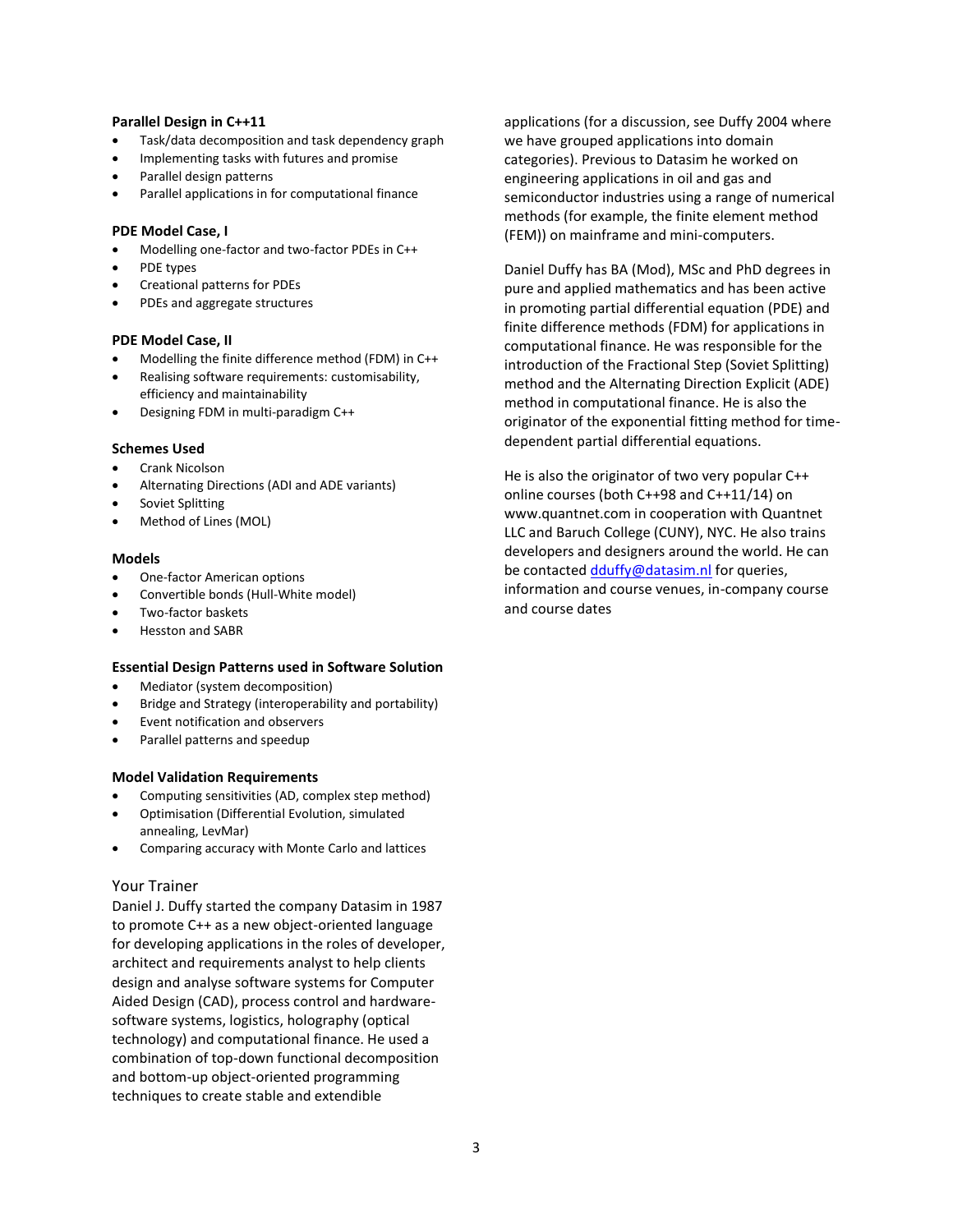### Parallel Design in C++11

- Task/data decomposition and task dependency graph
- Implementing tasks with futures and promise
- Parallel design patterns
- Parallel applications in for computational finance

### PDE Model Case, I

- Modelling one-factor and two-factor PDEs in C++
- PDE types
- Creational patterns for PDEs
- PDEs and aggregate structures

### PDE Model Case, II

- Modelling the finite difference method (FDM) in C++
- Realising software requirements: customisability, efficiency and maintainability
- Designing FDM in multi-paradigm C++

### Schemes Used

- Crank Nicolson
- Alternating Directions (ADI and ADE variants)
- Soviet Splitting
- Method of Lines (MOL)

### Models

- One-factor American options
- Convertible bonds (Hull-White model)
- Two-factor baskets
- Hesston and SABR

### Essential Design Patterns used in Software Solution

- Mediator (system decomposition)
- Bridge and Strategy (interoperability and portability)
- Event notification and observers
- Parallel patterns and speedup

### Model Validation Requirements

- Computing sensitivities (AD, complex step method)
- Optimisation (Differential Evolution, simulated annealing, LevMar)
- Comparing accuracy with Monte Carlo and lattices

## Your Trainer

Daniel J. Duffy started the company Datasim in 1987 to promote C++ as a new object-oriented language for developing applications in the roles of developer, architect and requirements analyst to help clients design and analyse software systems for Computer Aided Design (CAD), process control and hardware-software systems, logistics, holography (optical technology) and computational finance. He used a combination of top-down functional decomposition and bottom-up object-oriented programming techniques to create stable and extendible applications (for a discussion, see Duffy 2004 where we have grouped applications into domain categories). Previous to Datasim he worked on engineering applications in oil and gas and semiconductor industries using a range of numerical methods (for example, the finite element method (FEM)) on mainframe and mini-computers.

Daniel Duffy has BA (Mod), MSc and PhD degrees in pure and applied mathematics and has been active in promoting partial differential equation (PDE) and finite difference methods (FDM) for applications in computational finance. He was responsible for the introduction of the Fractional Step (Soviet Splitting) method and the Alternating Direction Explicit (ADE) method in computational finance. He is also the originator of the exponential fitting method for time-dependent partial differential equations.

He is also the originator of two very popular C++ online courses (both C++98 and C++11/14) on www.quantnet.com in cooperation with Quantnet LLC and Baruch College (CUNY), NYC. He also trains developers and designers around the world. He can be contacted dduffy@datasim.nl for queries, information and course venues, in-company course and course dates